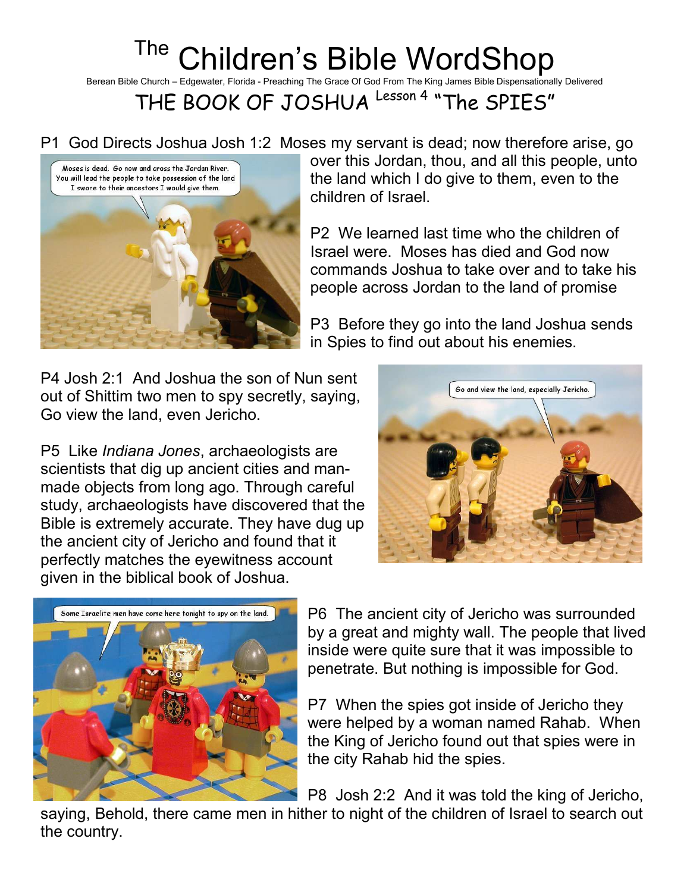# The Children's Bible WordShop

Berean Bible Church – Edgewater, Florida - Preaching The Grace Of God From The King James Bible Dispensationally Delivered

## THE BOOK OF JOSHUA Lesson 4 "The SPIES"

P1 God Directs Joshua Josh 1:2 Moses my servant is dead; now therefore arise, go over this Jordan, thou, and all this people, unto the land which I do give to them, even to the children of Israel.

P2 We learned last time who the children of Israel were. Moses has died and God now commands Joshua to take over and to take his people across Jordan to the land of promise

P3 Before they go into the land Joshua sends in Spies to find out about his enemies.

P4 Josh 2:1 And Joshua the son of Nun sent out of Shittim two men to spy secretly, saying, Go view the land, even Jericho.

P5 Like *Indiana Jones*, archaeologists are scientists that dig up ancient cities and man-made objects from long ago. Through careful study, archaeologists have discovered that the Bible is extremely accurate. They have dug up the ancient city of Jericho and found that it perfectly matches the eyewitness account given in the biblical book of Joshua.

P6 The ancient city of Jericho was surrounded by a great and mighty wall. The people that lived inside were quite sure that it was impossible to penetrate. But nothing is impossible for God.

P7 When the spies got inside of Jericho they were helped by a woman named Rahab. When the King of Jericho found out that spies were in the city Rahab hid the spies.

P8 Josh 2:2 And it was told the king of Jericho, saying, Behold, there came men in hither to night of the children of Israel to search out the country.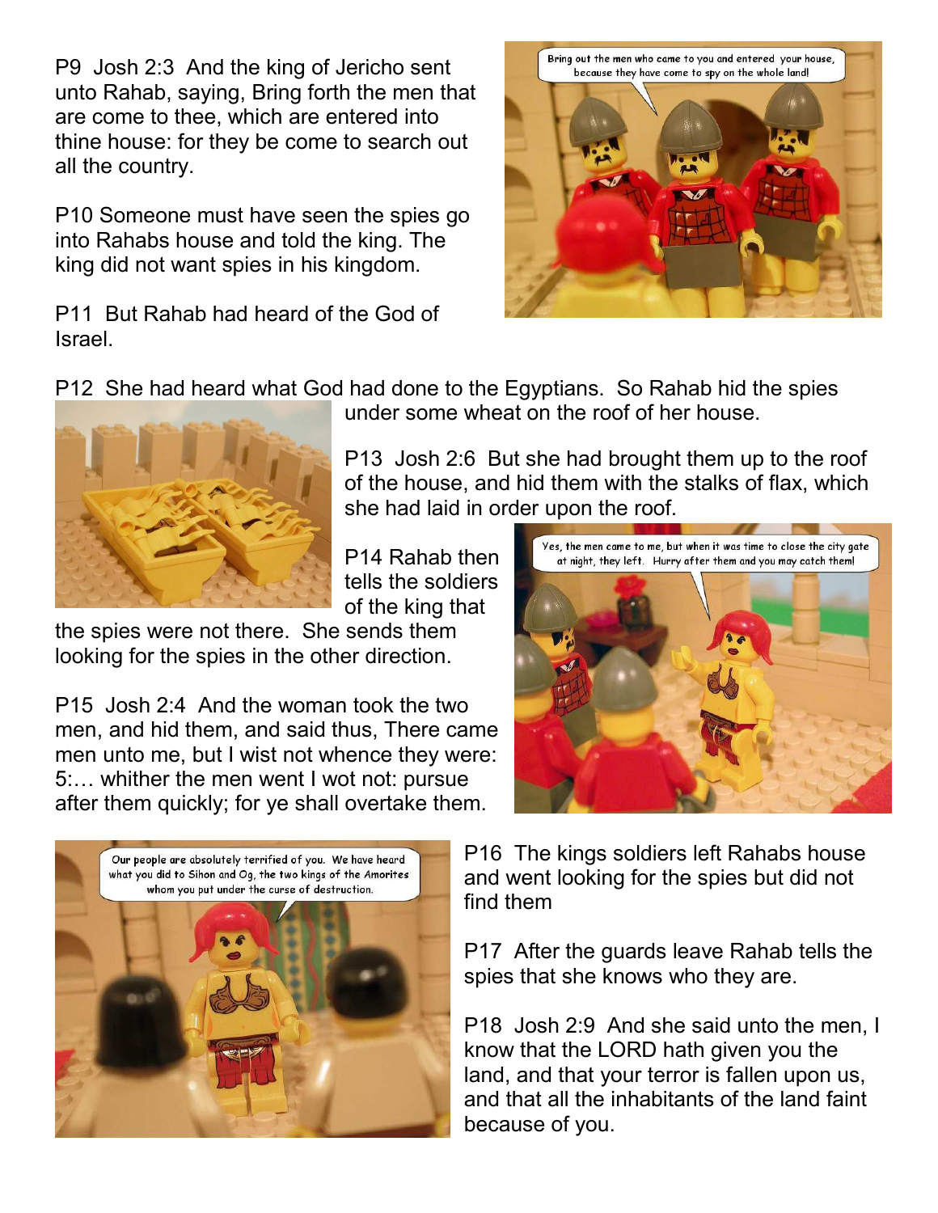P9 Josh 2:3 And the king of Jericho sent unto Rahab, saying, Bring forth the men that are come to thee, which are entered into thine house: for they be come to search out all the country.

P10 Someone must have seen the spies go into Rahabs house and told the king. The king did not want spies in his kingdom.

P11 But Rahab had heard of the God of Israel.

P12 She had heard what God had done to the Egyptians. So Rahab hid the spies under some wheat on the roof of her house.

P13 Josh 2:6 But she had brought them up to the roof of the house, and hid them with the stalks of flax, which she had laid in order upon the roof.

P14 Rahab then tells the soldiers of the king that the spies were not there. She sends them looking for the spies in the other direction.

P15 Josh 2:4 And the woman took the two men, and hid them, and said thus, There came men unto me, but I wist not whence they were: 5:… whither the men went I wot not: pursue after them quickly; for ye shall overtake them.

P16 The kings soldiers left Rahabs house and went looking for the spies but did not find them

P17 After the guards leave Rahab tells the spies that she knows who they are.

P18 Josh 2:9 And she said unto the men, I know that the LORD hath given you the land, and that your terror is fallen upon us, and that all the inhabitants of the land faint because of you.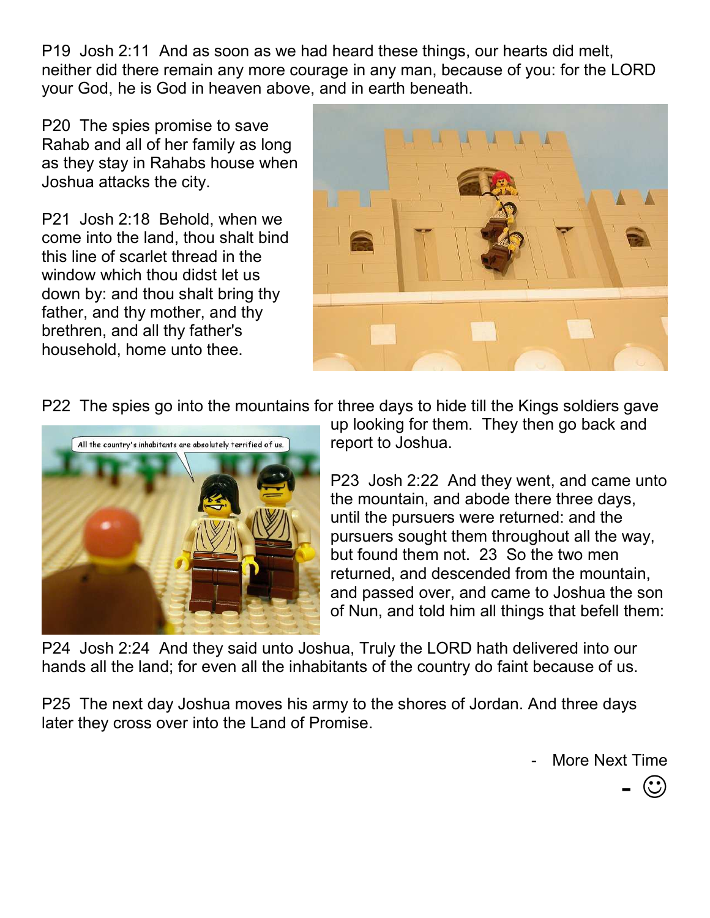P19 Josh 2:11 And as soon as we had heard these things, our hearts did melt, neither did there remain any more courage in any man, because of you: for the LORD your God, he is God in heaven above, and in earth beneath.

P20 The spies promise to save Rahab and all of her family as long as they stay in Rahabs house when Joshua attacks the city.

P21 Josh 2:18 Behold, when we come into the land, thou shalt bind this line of scarlet thread in the window which thou didst let us down by: and thou shalt bring thy father, and thy mother, and thy brethren, and all thy father's household, home unto thee.

P22 The spies go into the mountains for three days to hide till the Kings soldiers gave up looking for them. They then go back and report to Joshua.

P23 Josh 2:22 And they went, and came unto the mountain, and abode there three days, until the pursuers were returned: and the pursuers sought them throughout all the way, but found them not. 23 So the two men returned, and descended from the mountain, and passed over, and came to Joshua the son of Nun, and told him all things that befell them:

P24 Josh 2:24 And they said unto Joshua, Truly the LORD hath delivered into our hands all the land; for even all the inhabitants of the country do faint because of us.

P25 The next day Joshua moves his army to the shores of Jordan. And three days later they cross over into the Land of Promise.

- More Next Time

- ☺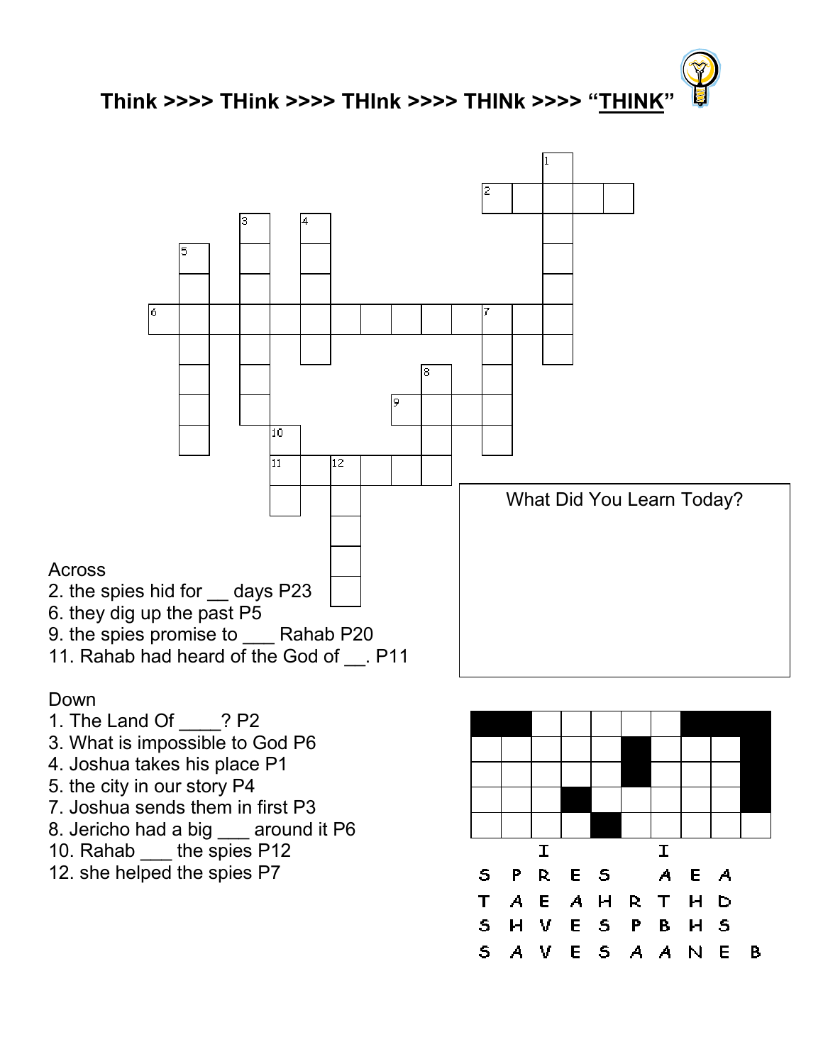# Think >>>> THink >>>> THInk >>>> THINk >>>> "THINK"

Across
2. the spies hid for __ days P23
6. they dig up the past P5
9. the spies promise to ___ Rahab P20
11. Rahab had heard of the God of __. P11

Down
1. The Land Of ____? P2
3. What is impossible to God P6
4. Joshua takes his place P1
5. the city in our story P4
7. Joshua sends them in first P3
8. Jericho had a big ___ around it P6
10. Rahab ___ the spies P12
12. she helped the spies P7

What Did You Learn Today?

| | | | | | | | | | |
|---|---|---|---|---|---|---|---|---|---|
| | | I | | | | I | | | |
| S | P | R | E | S | | A | E | A | |
| T | A | E | A | H | R | T | H | D | |
| S | H | V | E | S | P | B | H | S | |
| S | A | V | E | S | A | A | N | E | B |